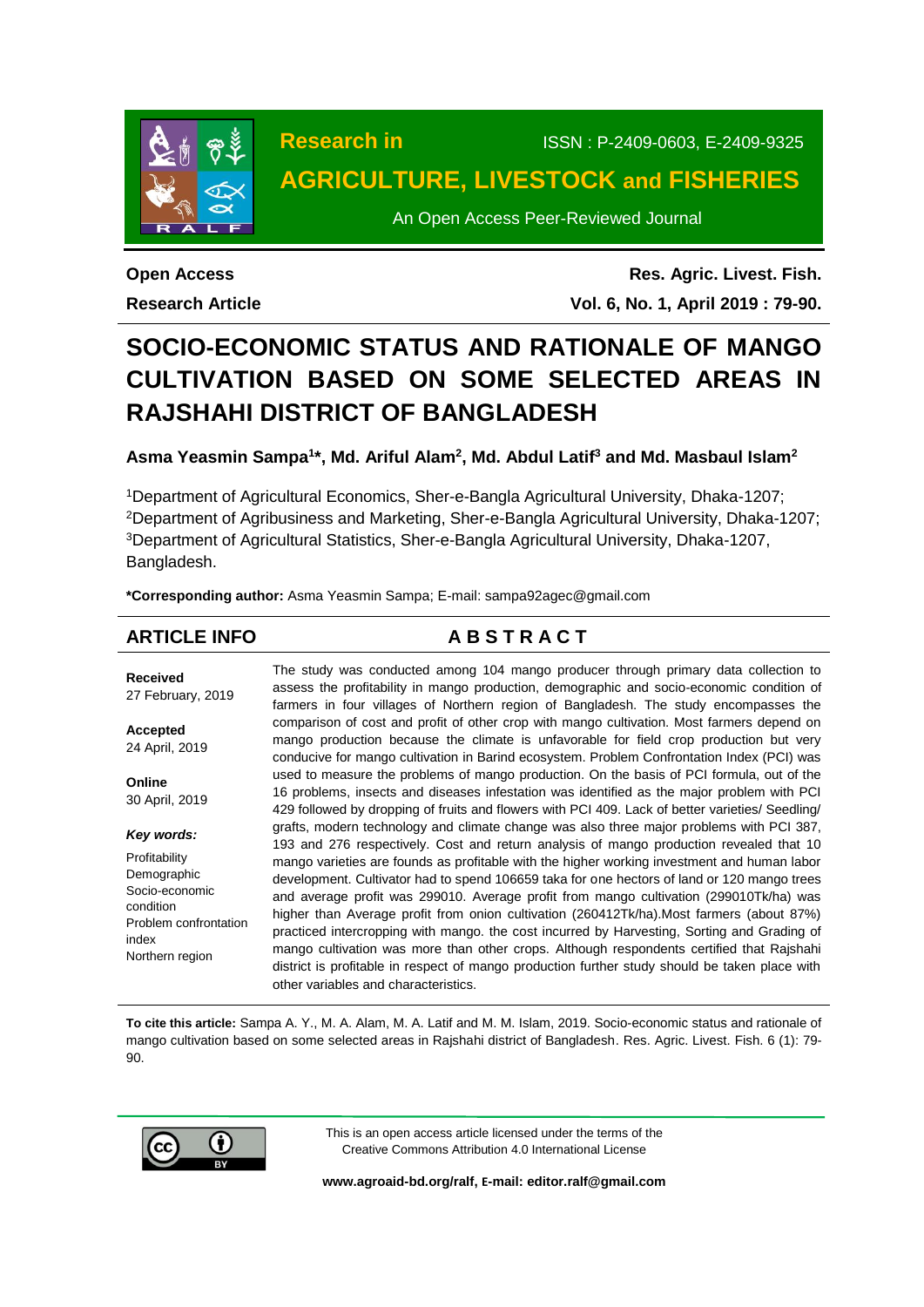Research in **AGRICULTURE, LIVESTOCK and FISHERIES**

ISSN : P-2409-0603, E-2409-9325

An Open Access Peer-Reviewed Journal

**Open Access**

**Research Article**

**Res. Agric. Livest. Fish.**

**Vol. 6, No. 1, April 2019 : 79-90.**

# SOCIO-ECONOMIC STATUS AND RATIONALE OF MANGO CULTIVATION BASED ON SOME SELECTED AREAS IN RAJSHAHI DISTRICT OF BANGLADESH

**Asma Yeasmin Sampa[1]\*, Md. Ariful Alam[2], Md. Abdul Latif[3] and Md. Masbaul Islam[2]**

[1]Department of Agricultural Economics, Sher-e-Bangla Agricultural University, Dhaka-1207; [2]Department of Agribusiness and Marketing, Sher-e-Bangla Agricultural University, Dhaka-1207; [3]Department of Agricultural Statistics, Sher-e-Bangla Agricultural University, Dhaka-1207, Bangladesh.

**\*Corresponding author:** Asma Yeasmin Sampa; E-mail: sampa92agec@gmail.com

## ARTICLE INFO

**Received**
27 February, 2019

**Accepted**
24 April, 2019

**Online**
30 April, 2019

***Key words:***

Profitability
Demographic
Socio-economic condition
Problem confrontation index
Northern region

## A B S T R A C T

The study was conducted among 104 mango producer through primary data collection to assess the profitability in mango production, demographic and socio-economic condition of farmers in four villages of Northern region of Bangladesh. The study encompasses the comparison of cost and profit of other crop with mango cultivation. Most farmers depend on mango production because the climate is unfavorable for field crop production but very conducive for mango cultivation in Barind ecosystem. Problem Confrontation Index (PCI) was used to measure the problems of mango production. On the basis of PCI formula, out of the 16 problems, insects and diseases infestation was identified as the major problem with PCI 429 followed by dropping of fruits and flowers with PCI 409. Lack of better varieties/ Seedling/ grafts, modern technology and climate change was also three major problems with PCI 387, 193 and 276 respectively. Cost and return analysis of mango production revealed that 10 mango varieties are founds as profitable with the higher working investment and human labor development. Cultivator had to spend 106659 taka for one hectors of land or 120 mango trees and average profit was 299010. Average profit from mango cultivation (299010Tk/ha) was higher than Average profit from onion cultivation (260412Tk/ha).Most farmers (about 87%) practiced intercropping with mango. the cost incurred by Harvesting, Sorting and Grading of mango cultivation was more than other crops. Although respondents certified that Rajshahi district is profitable in respect of mango production further study should be taken place with other variables and characteristics.

**To cite this article:** Sampa A. Y., M. A. Alam, M. A. Latif and M. M. Islam, 2019. Socio-economic status and rationale of mango cultivation based on some selected areas in Rajshahi district of Bangladesh. Res. Agric. Livest. Fish. 6 (1): 79-90.

This is an open access article licensed under the terms of the Creative Commons Attribution 4.0 International License

**www.agroaid-bd.org/ralf, E-mail: editor.ralf@gmail.com**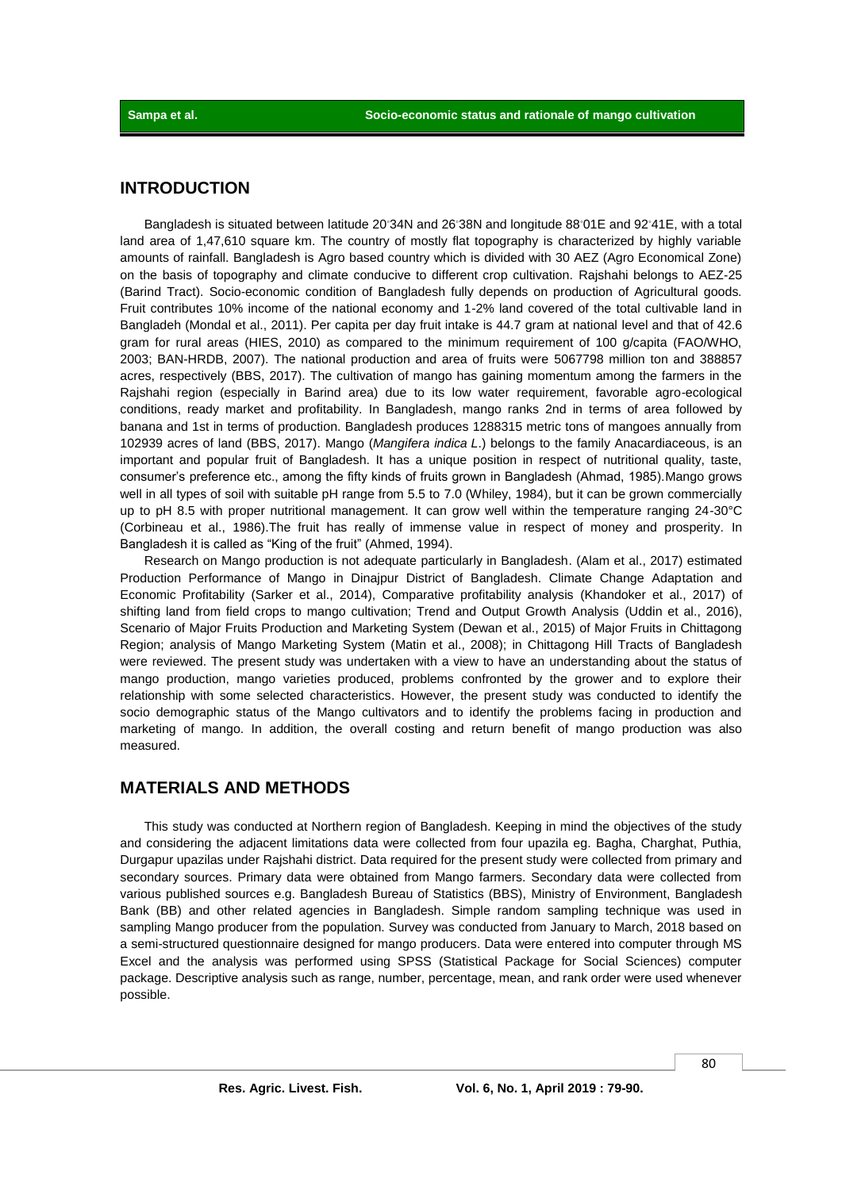## INTRODUCTION

Bangladesh is situated between latitude 20°34N and 26°38N and longitude 88°01E and 92°41E, with a total land area of 1,47,610 square km. The country of mostly flat topography is characterized by highly variable amounts of rainfall. Bangladesh is Agro based country which is divided with 30 AEZ (Agro Economical Zone) on the basis of topography and climate conducive to different crop cultivation. Rajshahi belongs to AEZ-25 (Barind Tract). Socio-economic condition of Bangladesh fully depends on production of Agricultural goods. Fruit contributes 10% income of the national economy and 1-2% land covered of the total cultivable land in Bangladeh (Mondal et al., 2011). Per capita per day fruit intake is 44.7 gram at national level and that of 42.6 gram for rural areas (HIES, 2010) as compared to the minimum requirement of 100 g/capita (FAO/WHO, 2003; BAN-HRDB, 2007). The national production and area of fruits were 5067798 million ton and 388857 acres, respectively (BBS, 2017). The cultivation of mango has gaining momentum among the farmers in the Rajshahi region (especially in Barind area) due to its low water requirement, favorable agro-ecological conditions, ready market and profitability. In Bangladesh, mango ranks 2nd in terms of area followed by banana and 1st in terms of production. Bangladesh produces 1288315 metric tons of mangoes annually from 102939 acres of land (BBS, 2017). Mango (*Mangifera indica L.*) belongs to the family Anacardiaceous, is an important and popular fruit of Bangladesh. It has a unique position in respect of nutritional quality, taste, consumer's preference etc., among the fifty kinds of fruits grown in Bangladesh (Ahmad, 1985).Mango grows well in all types of soil with suitable pH range from 5.5 to 7.0 (Whiley, 1984), but it can be grown commercially up to pH 8.5 with proper nutritional management. It can grow well within the temperature ranging 24-30°C (Corbineau et al., 1986).The fruit has really of immense value in respect of money and prosperity. In Bangladesh it is called as "King of the fruit" (Ahmed, 1994).

Research on Mango production is not adequate particularly in Bangladesh. (Alam et al., 2017) estimated Production Performance of Mango in Dinajpur District of Bangladesh. Climate Change Adaptation and Economic Profitability (Sarker et al., 2014), Comparative profitability analysis (Khandoker et al., 2017) of shifting land from field crops to mango cultivation; Trend and Output Growth Analysis (Uddin et al., 2016), Scenario of Major Fruits Production and Marketing System (Dewan et al., 2015) of Major Fruits in Chittagong Region; analysis of Mango Marketing System (Matin et al., 2008); in Chittagong Hill Tracts of Bangladesh were reviewed. The present study was undertaken with a view to have an understanding about the status of mango production, mango varieties produced, problems confronted by the grower and to explore their relationship with some selected characteristics. However, the present study was conducted to identify the socio demographic status of the Mango cultivators and to identify the problems facing in production and marketing of mango. In addition, the overall costing and return benefit of mango production was also measured.

## MATERIALS AND METHODS

This study was conducted at Northern region of Bangladesh. Keeping in mind the objectives of the study and considering the adjacent limitations data were collected from four upazila eg. Bagha, Charghat, Puthia, Durgapur upazilas under Rajshahi district. Data required for the present study were collected from primary and secondary sources. Primary data were obtained from Mango farmers. Secondary data were collected from various published sources e.g. Bangladesh Bureau of Statistics (BBS), Ministry of Environment, Bangladesh Bank (BB) and other related agencies in Bangladesh. Simple random sampling technique was used in sampling Mango producer from the population. Survey was conducted from January to March, 2018 based on a semi-structured questionnaire designed for mango producers. Data were entered into computer through MS Excel and the analysis was performed using SPSS (Statistical Package for Social Sciences) computer package. Descriptive analysis such as range, number, percentage, mean, and rank order were used whenever possible.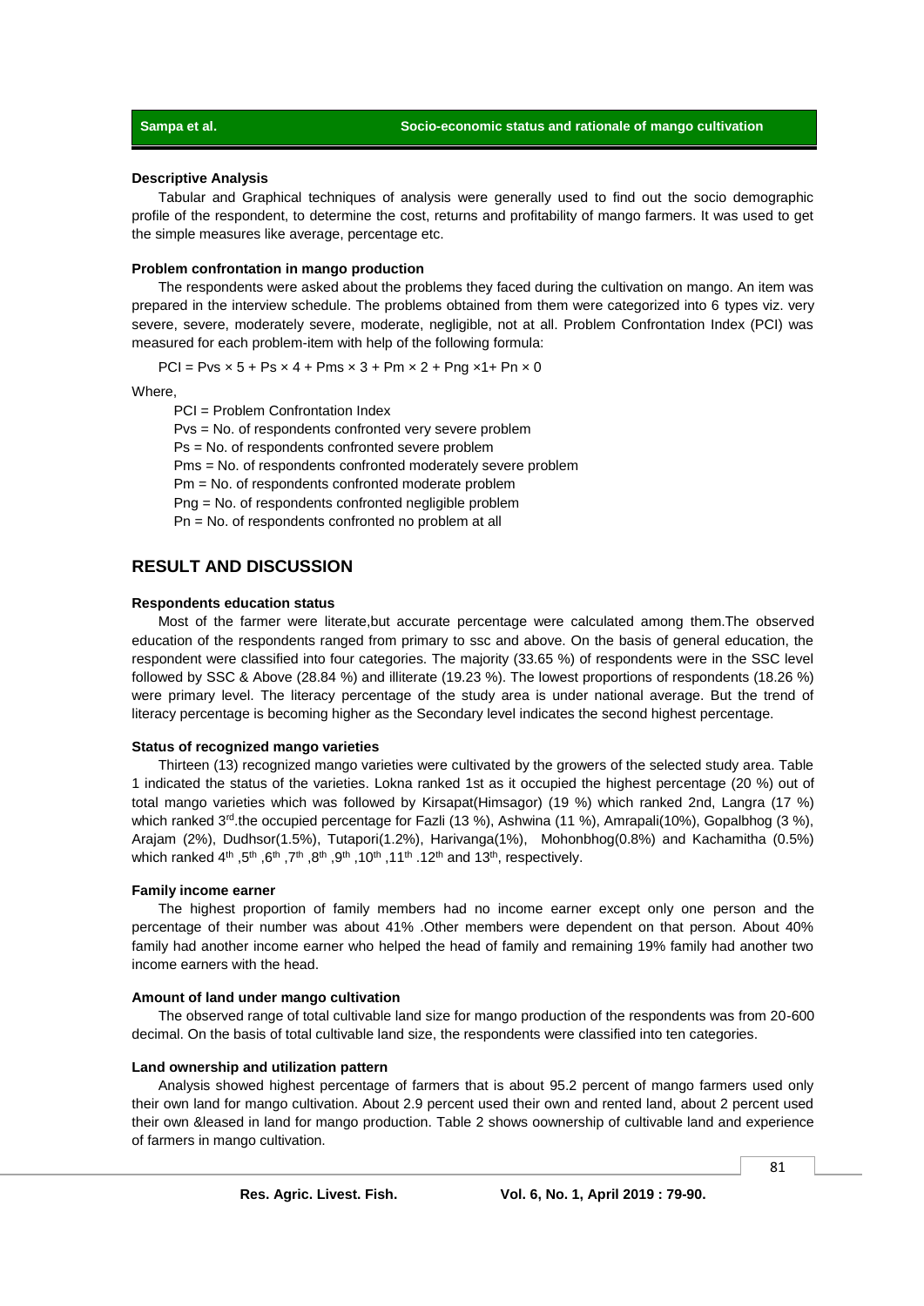### Descriptive Analysis

Tabular and Graphical techniques of analysis were generally used to find out the socio demographic profile of the respondent, to determine the cost, returns and profitability of mango farmers. It was used to get the simple measures like average, percentage etc.

### Problem confrontation in mango production

The respondents were asked about the problems they faced during the cultivation on mango. An item was prepared in the interview schedule. The problems obtained from them were categorized into 6 types viz. very severe, severe, moderately severe, moderate, negligible, not at all. Problem Confrontation Index (PCI) was measured for each problem-item with help of the following formula:

$$PCI = P_{vs} \times 5 + P_s \times 4 + P_{ms} \times 3 + P_m \times 2 + P_{ng} \times 1 + P_n \times 0$$

Where,

PCI = Problem Confrontation Index

$P_{vs}$ = No. of respondents confronted very severe problem

$P_s$ = No. of respondents confronted severe problem

$P_{ms}$ = No. of respondents confronted moderately severe problem

$P_m$ = No. of respondents confronted moderate problem

$P_{ng}$ = No. of respondents confronted negligible problem

$P_n$ = No. of respondents confronted no problem at all

## RESULT AND DISCUSSION

### Respondents education status

Most of the farmer were literate,but accurate percentage were calculated among them.The observed education of the respondents ranged from primary to ssc and above. On the basis of general education, the respondent were classified into four categories. The majority (33.65 %) of respondents were in the SSC level followed by SSC & Above (28.84 %) and illiterate (19.23 %). The lowest proportions of respondents (18.26 %) were primary level. The literacy percentage of the study area is under national average. But the trend of literacy percentage is becoming higher as the Secondary level indicates the second highest percentage.

### Status of recognized mango varieties

Thirteen (13) recognized mango varieties were cultivated by the growers of the selected study area. Table 1 indicated the status of the varieties. Lokna ranked 1st as it occupied the highest percentage (20 %) out of total mango varieties which was followed by Kirsapat(Himsagor) (19 %) which ranked 2nd, Langra (17 %) which ranked 3rd.the occupied percentage for Fazli (13 %), Ashwina (11 %), Amrapali(10%), Gopalbhog (3 %), Arajam (2%), Dudhsor(1.5%), Tutapori(1.2%), Harivanga(1%), Mohonbhog(0.8%) and Kachamitha (0.5%) which ranked 4th ,5th ,6th ,7th ,8th ,9th ,10th ,11th .12th and 13th, respectively.

### Family income earner

The highest proportion of family members had no income earner except only one person and the percentage of their number was about 41% .Other members were dependent on that person. About 40% family had another income earner who helped the head of family and remaining 19% family had another two income earners with the head.

### Amount of land under mango cultivation

The observed range of total cultivable land size for mango production of the respondents was from 20-600 decimal. On the basis of total cultivable land size, the respondents were classified into ten categories.

### Land ownership and utilization pattern

Analysis showed highest percentage of farmers that is about 95.2 percent of mango farmers used only their own land for mango cultivation. About 2.9 percent used their own and rented land, about 2 percent used their own &leased in land for mango production. Table 2 shows oownership of cultivable land and experience of farmers in mango cultivation.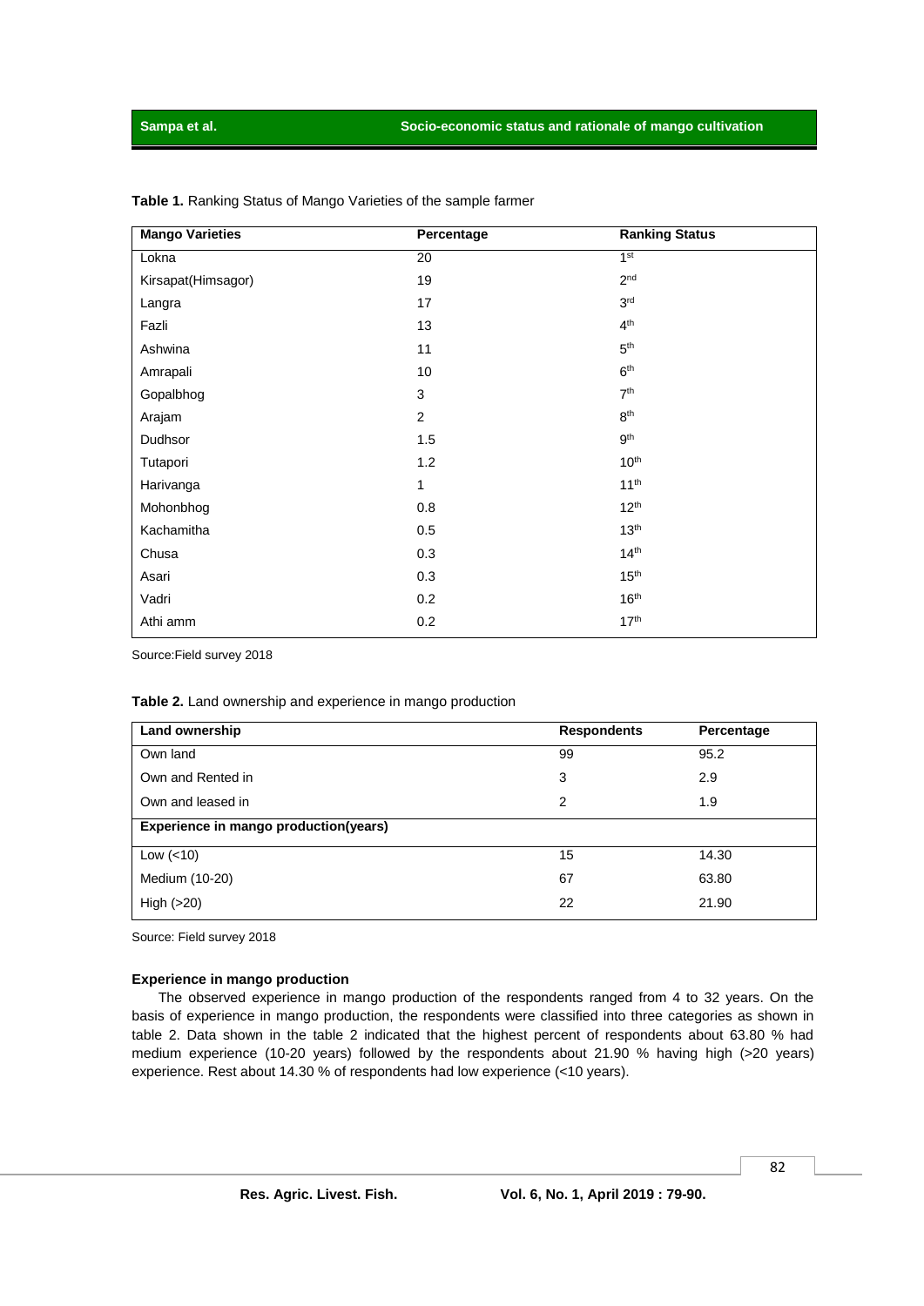**Table 1.** Ranking Status of Mango Varieties of the sample farmer

| Mango Varieties | Percentage | Ranking Status |
|---|---|---|
| Lokna | 20 | 1st |
| Kirsapat(Himsagor) | 19 | 2nd |
| Langra | 17 | 3rd |
| Fazli | 13 | 4th |
| Ashwina | 11 | 5th |
| Amrapali | 10 | 6th |
| Gopalbhog | 3 | 7th |
| Arajam | 2 | 8th |
| Dudhsor | 1.5 | 9th |
| Tutapori | 1.2 | 10th |
| Harivanga | 1 | 11th |
| Mohonbhog | 0.8 | 12th |
| Kachamitha | 0.5 | 13th |
| Chusa | 0.3 | 14th |
| Asari | 0.3 | 15th |
| Vadri | 0.2 | 16th |
| Athi amm | 0.2 | 17th |

Source:Field survey 2018

**Table 2.** Land ownership and experience in mango production

| Land ownership | Respondents | Percentage |
|---|---|---|
| Own land | 99 | 95.2 |
| Own and Rented in | 3 | 2.9 |
| Own and leased in | 2 | 1.9 |
| **Experience in mango production(years)** | | |
| Low (<10) | 15 | 14.30 |
| Medium (10-20) | 67 | 63.80 |
| High (>20) | 22 | 21.90 |

Source: Field survey 2018

**Experience in mango production**

The observed experience in mango production of the respondents ranged from 4 to 32 years. On the basis of experience in mango production, the respondents were classified into three categories as shown in table 2. Data shown in the table 2 indicated that the highest percent of respondents about 63.80 % had medium experience (10-20 years) followed by the respondents about 21.90 % having high (>20 years) experience. Rest about 14.30 % of respondents had low experience (<10 years).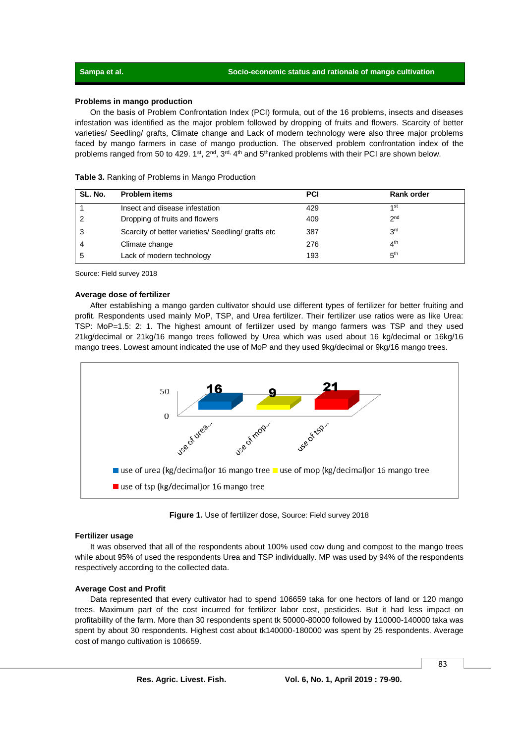### Problems in mango production

On the basis of Problem Confrontation Index (PCI) formula, out of the 16 problems, insects and diseases infestation was identified as the major problem followed by dropping of fruits and flowers. Scarcity of better varieties/ Seedling/ grafts, Climate change and Lack of modern technology were also three major problems faced by mango farmers in case of mango production. The observed problem confrontation index of the problems ranged from 50 to 429. 1st, 2nd, 3rd, 4th and 5thranked problems with their PCI are shown below.

**Table 3.** Ranking of Problems in Mango Production

| SL. No. | Problem items | PCI | Rank order |
|---|---|---|---|
| 1 | Insect and disease infestation | 429 | 1st |
| 2 | Dropping of fruits and flowers | 409 | 2nd |
| 3 | Scarcity of better varieties/ Seedling/ grafts etc | 387 | 3rd |
| 4 | Climate change | 276 | 4th |
| 5 | Lack of modern technology | 193 | 5th |

Source: Field survey 2018

### Average dose of fertilizer

After establishing a mango garden cultivator should use different types of fertilizer for better fruiting and profit. Respondents used mainly MoP, TSP, and Urea fertilizer. Their fertilizer use ratios were as like Urea: TSP: MoP=1.5: 2: 1. The highest amount of fertilizer used by mango farmers was TSP and they used 21kg/decimal or 21kg/16 mango trees followed by Urea which was used about 16 kg/decimal or 16kg/16 mango trees. Lowest amount indicated the use of MoP and they used 9kg/decimal or 9kg/16 mango trees.

**Figure 1.** Use of fertilizer dose, Source: Field survey 2018

### Fertilizer usage

It was observed that all of the respondents about 100% used cow dung and compost to the mango trees while about 95% of used the respondents Urea and TSP individually. MP was used by 94% of the respondents respectively according to the collected data.

### Average Cost and Profit

Data represented that every cultivator had to spend 106659 taka for one hectors of land or 120 mango trees. Maximum part of the cost incurred for fertilizer labor cost, pesticides. But it had less impact on profitability of the farm. More than 30 respondents spent tk 50000-80000 followed by 110000-140000 taka was spent by about 30 respondents. Highest cost about tk140000-180000 was spent by 25 respondents. Average cost of mango cultivation is 106659.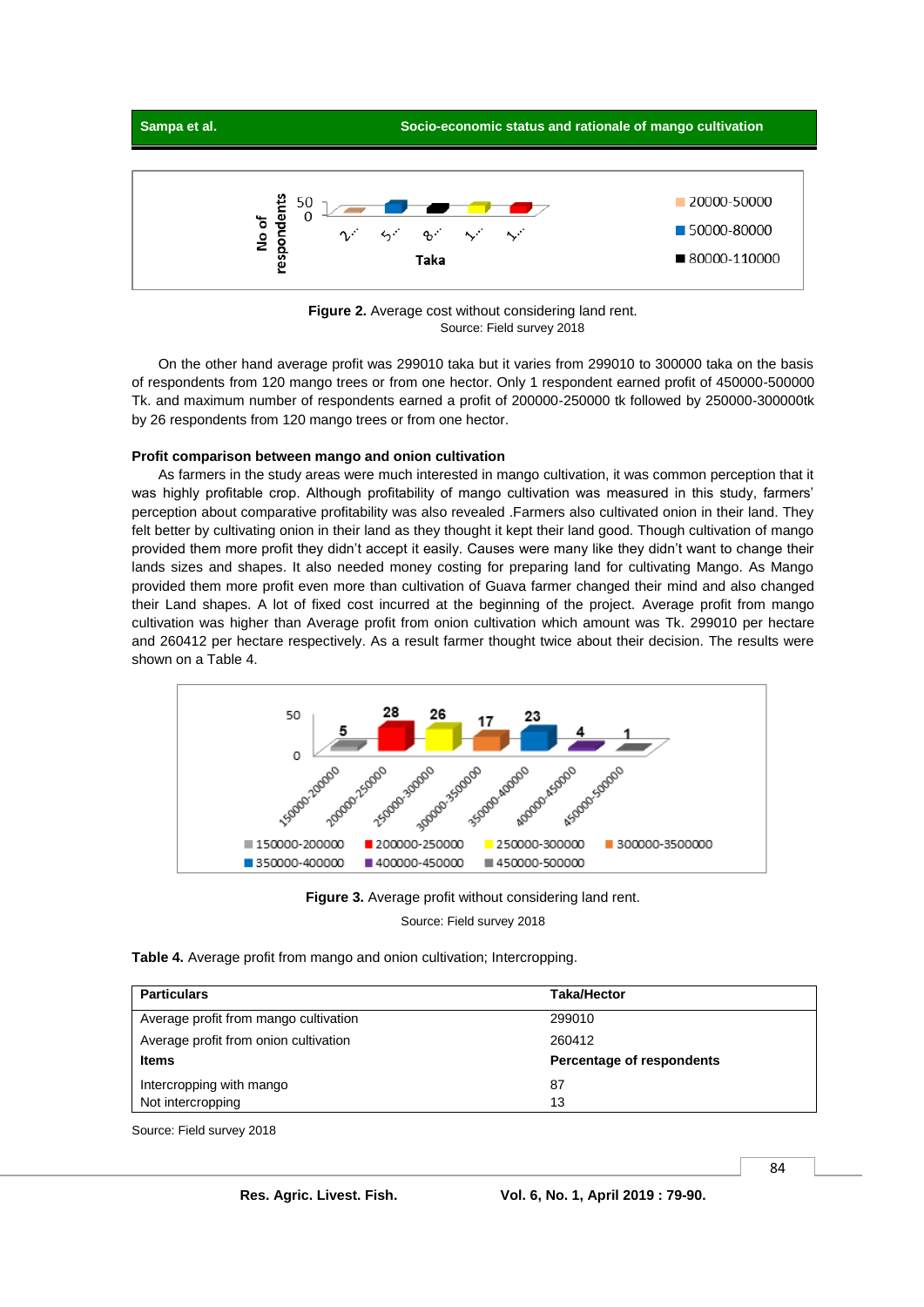**Figure 2.** Average cost without considering land rent.
Source: Field survey 2018

On the other hand average profit was 299010 taka but it varies from 299010 to 300000 taka on the basis of respondents from 120 mango trees or from one hector. Only 1 respondent earned profit of 450000-500000 Tk. and maximum number of respondents earned a profit of 200000-250000 tk followed by 250000-300000tk by 26 respondents from 120 mango trees or from one hector.

### Profit comparison between mango and onion cultivation

As farmers in the study areas were much interested in mango cultivation, it was common perception that it was highly profitable crop. Although profitability of mango cultivation was measured in this study, farmers' perception about comparative profitability was also revealed .Farmers also cultivated onion in their land. They felt better by cultivating onion in their land as they thought it kept their land good. Though cultivation of mango provided them more profit they didn't accept it easily. Causes were many like they didn't want to change their lands sizes and shapes. It also needed money costing for preparing land for cultivating Mango. As Mango provided them more profit even more than cultivation of Guava farmer changed their mind and also changed their Land shapes. A lot of fixed cost incurred at the beginning of the project. Average profit from mango cultivation was higher than Average profit from onion cultivation which amount was Tk. 299010 per hectare and 260412 per hectare respectively. As a result farmer thought twice about their decision. The results were shown on a Table 4.

**Figure 3.** Average profit without considering land rent.

Source: Field survey 2018

**Table 4.** Average profit from mango and onion cultivation; Intercropping.

| Particulars | Taka/Hector |
|---|---|
| Average profit from mango cultivation | 299010 |
| Average profit from onion cultivation | 260412 |
| **Items** | **Percentage of respondents** |
| Intercropping with mango | 87 |
| Not intercropping | 13 |

Source: Field survey 2018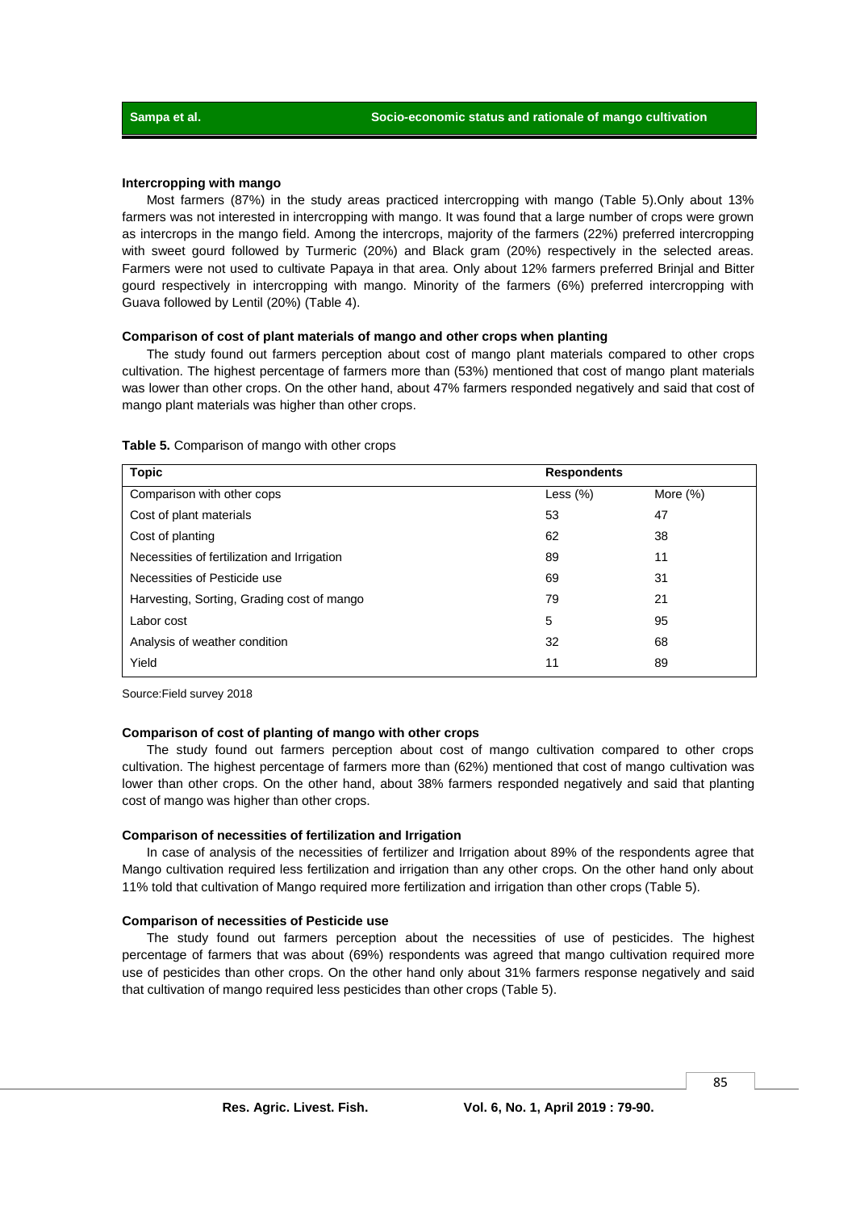#### Intercropping with mango

Most farmers (87%) in the study areas practiced intercropping with mango (Table 5).Only about 13% farmers was not interested in intercropping with mango. It was found that a large number of crops were grown as intercrops in the mango field. Among the intercrops, majority of the farmers (22%) preferred intercropping with sweet gourd followed by Turmeric (20%) and Black gram (20%) respectively in the selected areas. Farmers were not used to cultivate Papaya in that area. Only about 12% farmers preferred Brinjal and Bitter gourd respectively in intercropping with mango. Minority of the farmers (6%) preferred intercropping with Guava followed by Lentil (20%) (Table 4).

#### Comparison of cost of plant materials of mango and other crops when planting

The study found out farmers perception about cost of mango plant materials compared to other crops cultivation. The highest percentage of farmers more than (53%) mentioned that cost of mango plant materials was lower than other crops. On the other hand, about 47% farmers responded negatively and said that cost of mango plant materials was higher than other crops.

**Table 5.** Comparison of mango with other crops

| Topic | Respondents | |
|---|---|---|
| Comparison with other cops | Less (%) | More (%) |
| Cost of plant materials | 53 | 47 |
| Cost of planting | 62 | 38 |
| Necessities of fertilization and Irrigation | 89 | 11 |
| Necessities of Pesticide use | 69 | 31 |
| Harvesting, Sorting, Grading cost of mango | 79 | 21 |
| Labor cost | 5 | 95 |
| Analysis of weather condition | 32 | 68 |
| Yield | 11 | 89 |

Source:Field survey 2018

#### Comparison of cost of planting of mango with other crops

The study found out farmers perception about cost of mango cultivation compared to other crops cultivation. The highest percentage of farmers more than (62%) mentioned that cost of mango cultivation was lower than other crops. On the other hand, about 38% farmers responded negatively and said that planting cost of mango was higher than other crops.

#### Comparison of necessities of fertilization and Irrigation

In case of analysis of the necessities of fertilizer and Irrigation about 89% of the respondents agree that Mango cultivation required less fertilization and irrigation than any other crops. On the other hand only about 11% told that cultivation of Mango required more fertilization and irrigation than other crops (Table 5).

#### Comparison of necessities of Pesticide use

The study found out farmers perception about the necessities of use of pesticides. The highest percentage of farmers that was about (69%) respondents was agreed that mango cultivation required more use of pesticides than other crops. On the other hand only about 31% farmers response negatively and said that cultivation of mango required less pesticides than other crops (Table 5).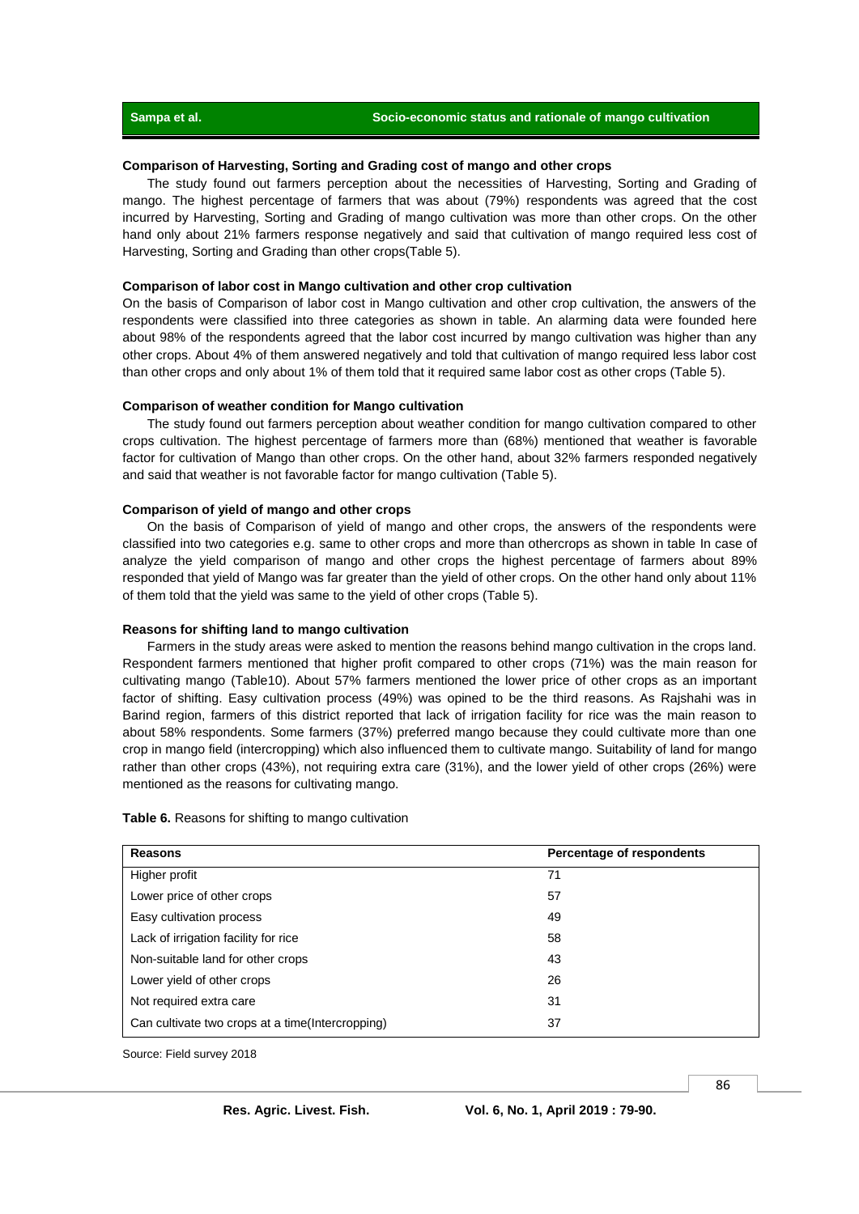### Comparison of Harvesting, Sorting and Grading cost of mango and other crops

The study found out farmers perception about the necessities of Harvesting, Sorting and Grading of mango. The highest percentage of farmers that was about (79%) respondents was agreed that the cost incurred by Harvesting, Sorting and Grading of mango cultivation was more than other crops. On the other hand only about 21% farmers response negatively and said that cultivation of mango required less cost of Harvesting, Sorting and Grading than other crops(Table 5).

### Comparison of labor cost in Mango cultivation and other crop cultivation

On the basis of Comparison of labor cost in Mango cultivation and other crop cultivation, the answers of the respondents were classified into three categories as shown in table. An alarming data were founded here about 98% of the respondents agreed that the labor cost incurred by mango cultivation was higher than any other crops. About 4% of them answered negatively and told that cultivation of mango required less labor cost than other crops and only about 1% of them told that it required same labor cost as other crops (Table 5).

### Comparison of weather condition for Mango cultivation

The study found out farmers perception about weather condition for mango cultivation compared to other crops cultivation. The highest percentage of farmers more than (68%) mentioned that weather is favorable factor for cultivation of Mango than other crops. On the other hand, about 32% farmers responded negatively and said that weather is not favorable factor for mango cultivation (Table 5).

### Comparison of yield of mango and other crops

On the basis of Comparison of yield of mango and other crops, the answers of the respondents were classified into two categories e.g. same to other crops and more than othercrops as shown in table In case of analyze the yield comparison of mango and other crops the highest percentage of farmers about 89% responded that yield of Mango was far greater than the yield of other crops. On the other hand only about 11% of them told that the yield was same to the yield of other crops (Table 5).

### Reasons for shifting land to mango cultivation

Farmers in the study areas were asked to mention the reasons behind mango cultivation in the crops land. Respondent farmers mentioned that higher profit compared to other crops (71%) was the main reason for cultivating mango (Table10). About 57% farmers mentioned the lower price of other crops as an important factor of shifting. Easy cultivation process (49%) was opined to be the third reasons. As Rajshahi was in Barind region, farmers of this district reported that lack of irrigation facility for rice was the main reason to about 58% respondents. Some farmers (37%) preferred mango because they could cultivate more than one crop in mango field (intercropping) which also influenced them to cultivate mango. Suitability of land for mango rather than other crops (43%), not requiring extra care (31%), and the lower yield of other crops (26%) were mentioned as the reasons for cultivating mango.

**Table 6.** Reasons for shifting to mango cultivation

| Reasons | Percentage of respondents |
|---|---|
| Higher profit | 71 |
| Lower price of other crops | 57 |
| Easy cultivation process | 49 |
| Lack of irrigation facility for rice | 58 |
| Non-suitable land for other crops | 43 |
| Lower yield of other crops | 26 |
| Not required extra care | 31 |
| Can cultivate two crops at a time(Intercropping) | 37 |

Source: Field survey 2018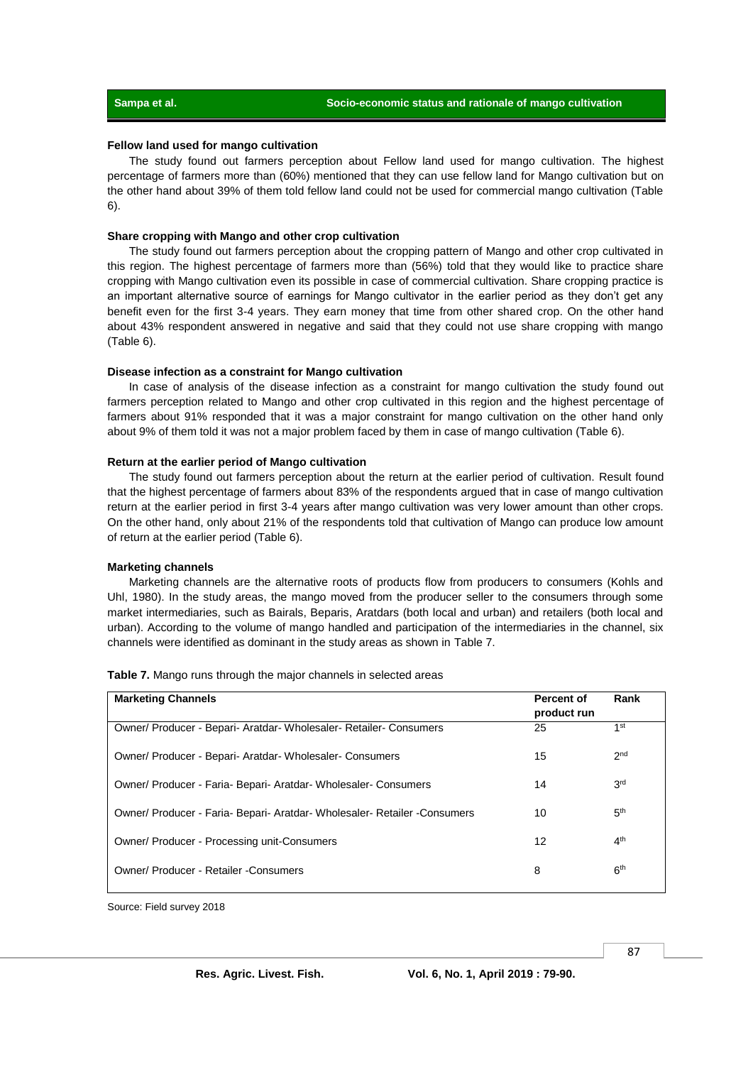### Fellow land used for mango cultivation

The study found out farmers perception about Fellow land used for mango cultivation. The highest percentage of farmers more than (60%) mentioned that they can use fellow land for Mango cultivation but on the other hand about 39% of them told fellow land could not be used for commercial mango cultivation (Table 6).

### Share cropping with Mango and other crop cultivation

The study found out farmers perception about the cropping pattern of Mango and other crop cultivated in this region. The highest percentage of farmers more than (56%) told that they would like to practice share cropping with Mango cultivation even its possible in case of commercial cultivation. Share cropping practice is an important alternative source of earnings for Mango cultivator in the earlier period as they don't get any benefit even for the first 3-4 years. They earn money that time from other shared crop. On the other hand about 43% respondent answered in negative and said that they could not use share cropping with mango (Table 6).

### Disease infection as a constraint for Mango cultivation

In case of analysis of the disease infection as a constraint for mango cultivation the study found out farmers perception related to Mango and other crop cultivated in this region and the highest percentage of farmers about 91% responded that it was a major constraint for mango cultivation on the other hand only about 9% of them told it was not a major problem faced by them in case of mango cultivation (Table 6).

### Return at the earlier period of Mango cultivation

The study found out farmers perception about the return at the earlier period of cultivation. Result found that the highest percentage of farmers about 83% of the respondents argued that in case of mango cultivation return at the earlier period in first 3-4 years after mango cultivation was very lower amount than other crops. On the other hand, only about 21% of the respondents told that cultivation of Mango can produce low amount of return at the earlier period (Table 6).

### Marketing channels

Marketing channels are the alternative roots of products flow from producers to consumers (Kohls and Uhl, 1980). In the study areas, the mango moved from the producer seller to the consumers through some market intermediaries, such as Bairals, Beparis, Aratdars (both local and urban) and retailers (both local and urban). According to the volume of mango handled and participation of the intermediaries in the channel, six channels were identified as dominant in the study areas as shown in Table 7.

**Table 7.** Mango runs through the major channels in selected areas

| Marketing Channels | Percent of product run | Rank |
|---|---|---|
| Owner/ Producer - Bepari- Aratdar- Wholesaler- Retailer- Consumers | 25 | 1st |
| Owner/ Producer - Bepari- Aratdar- Wholesaler- Consumers | 15 | 2nd |
| Owner/ Producer - Faria- Bepari- Aratdar- Wholesaler- Consumers | 14 | 3rd |
| Owner/ Producer - Faria- Bepari- Aratdar- Wholesaler- Retailer -Consumers | 10 | 5th |
| Owner/ Producer - Processing unit-Consumers | 12 | 4th |
| Owner/ Producer - Retailer -Consumers | 8 | 6th |

Source: Field survey 2018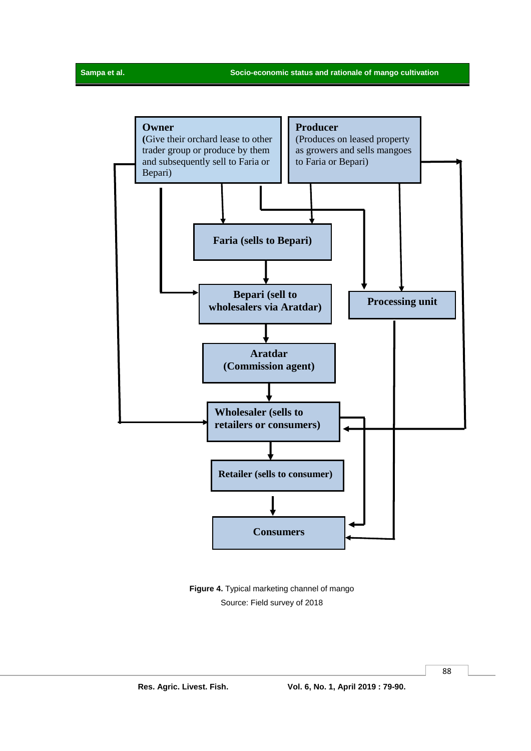**Owner**
(Give their orchard lease to other trader group or produce by them and subsequently sell to Faria or Bepari)

**Producer**
(Produces on leased property as growers and sells mangoes to Faria or Bepari)

**Faria (sells to Bepari)**

**Bepari (sell to wholesalers via Aratdar)**

**Processing unit**

**Aratdar (Commission agent)**

**Wholesaler (sells to retailers or consumers)**

**Retailer (sells to consumer)**

**Consumers**

**Figure 4.** Typical marketing channel of mango
Source: Field survey of 2018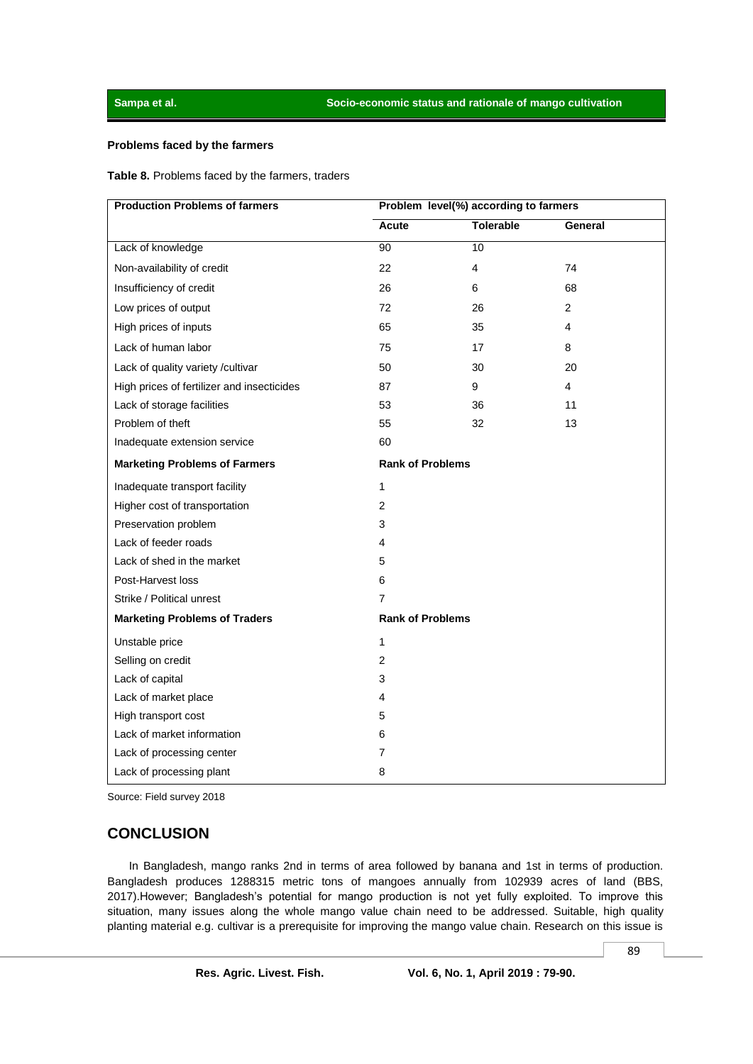### Problems faced by the farmers

**Table 8.** Problems faced by the farmers, traders

| Production Problems of farmers | Problem level(%) according to farmers | | |
|---|---|---|---|
| | Acute | Tolerable | General |
| Lack of knowledge | 90 | 10 | |
| Non-availability of credit | 22 | 4 | 74 |
| Insufficiency of credit | 26 | 6 | 68 |
| Low prices of output | 72 | 26 | 2 |
| High prices of inputs | 65 | 35 | 4 |
| Lack of human labor | 75 | 17 | 8 |
| Lack of quality variety /cultivar | 50 | 30 | 20 |
| High prices of fertilizer and insecticides | 87 | 9 | 4 |
| Lack of storage facilities | 53 | 36 | 11 |
| Problem of theft | 55 | 32 | 13 |
| Inadequate extension service | 60 | | |
| **Marketing Problems of Farmers** | **Rank of Problems** | | |
| Inadequate transport facility | 1 | | |
| Higher cost of transportation | 2 | | |
| Preservation problem | 3 | | |
| Lack of feeder roads | 4 | | |
| Lack of shed in the market | 5 | | |
| Post-Harvest loss | 6 | | |
| Strike / Political unrest | 7 | | |
| **Marketing Problems of Traders** | **Rank of Problems** | | |
| Unstable price | 1 | | |
| Selling on credit | 2 | | |
| Lack of capital | 3 | | |
| Lack of market place | 4 | | |
| High transport cost | 5 | | |
| Lack of market information | 6 | | |
| Lack of processing center | 7 | | |
| Lack of processing plant | 8 | | |

Source: Field survey 2018

## CONCLUSION

In Bangladesh, mango ranks 2nd in terms of area followed by banana and 1st in terms of production. Bangladesh produces 1288315 metric tons of mangoes annually from 102939 acres of land (BBS, 2017).However; Bangladesh's potential for mango production is not yet fully exploited. To improve this situation, many issues along the whole mango value chain need to be addressed. Suitable, high quality planting material e.g. cultivar is a prerequisite for improving the mango value chain. Research on this issue is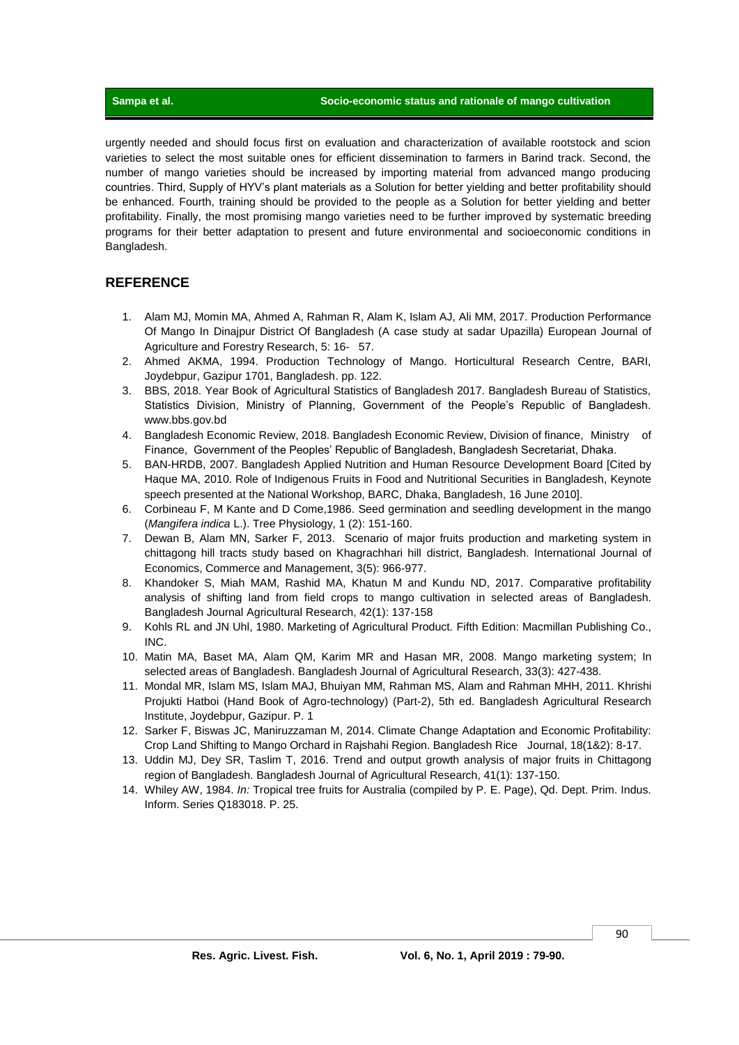urgently needed and should focus first on evaluation and characterization of available rootstock and scion varieties to select the most suitable ones for efficient dissemination to farmers in Barind track. Second, the number of mango varieties should be increased by importing material from advanced mango producing countries. Third, Supply of HYV's plant materials as a Solution for better yielding and better profitability should be enhanced. Fourth, training should be provided to the people as a Solution for better yielding and better profitability. Finally, the most promising mango varieties need to be further improved by systematic breeding programs for their better adaptation to present and future environmental and socioeconomic conditions in Bangladesh.

## REFERENCE

1. Alam MJ, Momin MA, Ahmed A, Rahman R, Alam K, Islam AJ, Ali MM, 2017. Production Performance Of Mango In Dinajpur District Of Bangladesh (A case study at sadar Upazilla) European Journal of Agriculture and Forestry Research, 5: 16- 57.
2. Ahmed AKMA, 1994. Production Technology of Mango. Horticultural Research Centre, BARI, Joydebpur, Gazipur 1701, Bangladesh. pp. 122.
3. BBS, 2018. Year Book of Agricultural Statistics of Bangladesh 2017. Bangladesh Bureau of Statistics, Statistics Division, Ministry of Planning, Government of the People's Republic of Bangladesh. www.bbs.gov.bd
4. Bangladesh Economic Review, 2018. Bangladesh Economic Review, Division of finance, Ministry of Finance, Government of the Peoples' Republic of Bangladesh, Bangladesh Secretariat, Dhaka.
5. BAN-HRDB, 2007. Bangladesh Applied Nutrition and Human Resource Development Board [Cited by Haque MA, 2010. Role of Indigenous Fruits in Food and Nutritional Securities in Bangladesh, Keynote speech presented at the National Workshop, BARC, Dhaka, Bangladesh, 16 June 2010].
6. Corbineau F, M Kante and D Come,1986. Seed germination and seedling development in the mango (*Mangifera indica* L.). Tree Physiology, 1 (2): 151-160.
7. Dewan B, Alam MN, Sarker F, 2013. Scenario of major fruits production and marketing system in chittagong hill tracts study based on Khagrachhari hill district, Bangladesh. International Journal of Economics, Commerce and Management, 3(5): 966-977.
8. Khandoker S, Miah MAM, Rashid MA, Khatun M and Kundu ND, 2017. Comparative profitability analysis of shifting land from field crops to mango cultivation in selected areas of Bangladesh. Bangladesh Journal Agricultural Research, 42(1): 137-158
9. Kohls RL and JN Uhl, 1980. Marketing of Agricultural Product. Fifth Edition: Macmillan Publishing Co., INC.
10. Matin MA, Baset MA, Alam QM, Karim MR and Hasan MR, 2008. Mango marketing system; In selected areas of Bangladesh. Bangladesh Journal of Agricultural Research, 33(3): 427-438.
11. Mondal MR, Islam MS, Islam MAJ, Bhuiyan MM, Rahman MS, Alam and Rahman MHH, 2011. Khrishi Projukti Hatboi (Hand Book of Agro-technology) (Part-2), 5th ed. Bangladesh Agricultural Research Institute, Joydebpur, Gazipur. P. 1
12. Sarker F, Biswas JC, Maniruzzaman M, 2014. Climate Change Adaptation and Economic Profitability: Crop Land Shifting to Mango Orchard in Rajshahi Region. Bangladesh Rice Journal, 18(1&2): 8-17.
13. Uddin MJ, Dey SR, Taslim T, 2016. Trend and output growth analysis of major fruits in Chittagong region of Bangladesh. Bangladesh Journal of Agricultural Research, 41(1): 137-150.
14. Whiley AW, 1984. *In:* Tropical tree fruits for Australia (compiled by P. E. Page), Qd. Dept. Prim. Indus. Inform. Series Q183018. P. 25.